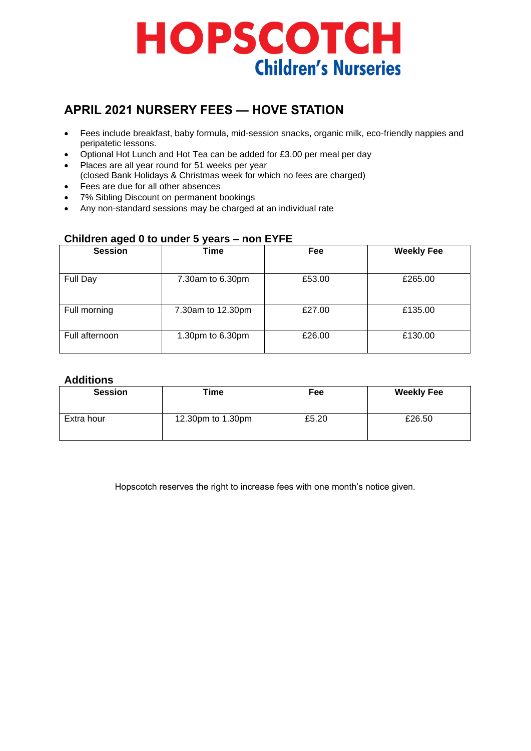# HOPSCOTCH
## Children's Nurseries

## APRIL 2021 NURSERY FEES — HOVE STATION

- Fees include breakfast, baby formula, mid-session snacks, organic milk, eco-friendly nappies and peripatetic lessons.
- Optional Hot Lunch and Hot Tea can be added for £3.00 per meal per day
- Places are all year round for 51 weeks per year
  (closed Bank Holidays & Christmas week for which no fees are charged)
- Fees are due for all other absences
- 7% Sibling Discount on permanent bookings
- Any non-standard sessions may be charged at an individual rate

### Children aged 0 to under 5 years – non EYFE

| Session | Time | Fee | Weekly Fee |
|---|---|---|---|
| Full Day | 7.30am to 6.30pm | £53.00 | £265.00 |
| Full morning | 7.30am to 12.30pm | £27.00 | £135.00 |
| Full afternoon | 1.30pm to 6.30pm | £26.00 | £130.00 |

### Additions

| Session | Time | Fee | Weekly Fee |
|---|---|---|---|
| Extra hour | 12.30pm to 1.30pm | £5.20 | £26.50 |

Hopscotch reserves the right to increase fees with one month's notice given.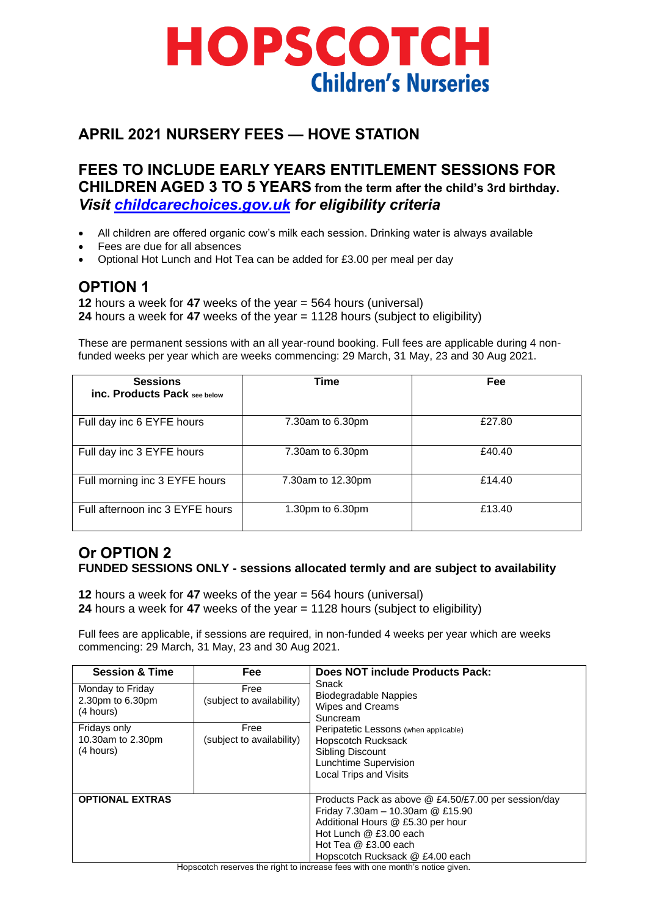# HOPSCOTCH
## Children's Nurseries

## APRIL 2021 NURSERY FEES — HOVE STATION

## FEES TO INCLUDE EARLY YEARS ENTITLEMENT SESSIONS FOR CHILDREN AGED 3 TO 5 YEARS from the term after the child's 3rd birthday. *Visit [childcarechoices.gov.uk](childcarechoices.gov.uk) for eligibility criteria*

- All children are offered organic cow's milk each session. Drinking water is always available
- Fees are due for all absences
- Optional Hot Lunch and Hot Tea can be added for £3.00 per meal per day

## OPTION 1

**12** hours a week for **47** weeks of the year = 564 hours (universal)
**24** hours a week for **47** weeks of the year = 1128 hours (subject to eligibility)

These are permanent sessions with an all year-round booking. Full fees are applicable during 4 non-funded weeks per year which are weeks commencing: 29 March, 31 May, 23 and 30 Aug 2021.

| **Sessions inc. Products Pack** see below | **Time** | **Fee** |
|---|---|---|
| Full day inc 6 EYFE hours | 7.30am to 6.30pm | £27.80 |
| Full day inc 3 EYFE hours | 7.30am to 6.30pm | £40.40 |
| Full morning inc 3 EYFE hours | 7.30am to 12.30pm | £14.40 |
| Full afternoon inc 3 EYFE hours | 1.30pm to 6.30pm | £13.40 |

## Or OPTION 2

**FUNDED SESSIONS ONLY - sessions allocated termly and are subject to availability**

**12** hours a week for **47** weeks of the year = 564 hours (universal)
**24** hours a week for **47** weeks of the year = 1128 hours (subject to eligibility)

Full fees are applicable, if sessions are required, in non-funded 4 weeks per year which are weeks commencing: 29 March, 31 May, 23 and 30 Aug 2021.

| **Session & Time** | **Fee** | **Does NOT include Products Pack:** |
|---|---|---|
| Monday to Friday 2.30pm to 6.30pm (4 hours) | Free (subject to availability) | Snack<br>Biodegradable Nappies<br>Wipes and Creams<br>Suncream<br>Peripatetic Lessons (when applicable)<br>Hopscotch Rucksack<br>Sibling Discount<br>Lunchtime Supervision<br>Local Trips and Visits |
| Fridays only 10.30am to 2.30pm (4 hours) | Free (subject to availability) | |
| **OPTIONAL EXTRAS** | | Products Pack as above @ £4.50/£7.00 per session/day<br>Friday 7.30am – 10.30am @ £15.90<br>Additional Hours @ £5.30 per hour<br>Hot Lunch @ £3.00 each<br>Hot Tea @ £3.00 each<br>Hopscotch Rucksack @ £4.00 each |

Hopscotch reserves the right to increase fees with one month's notice given.